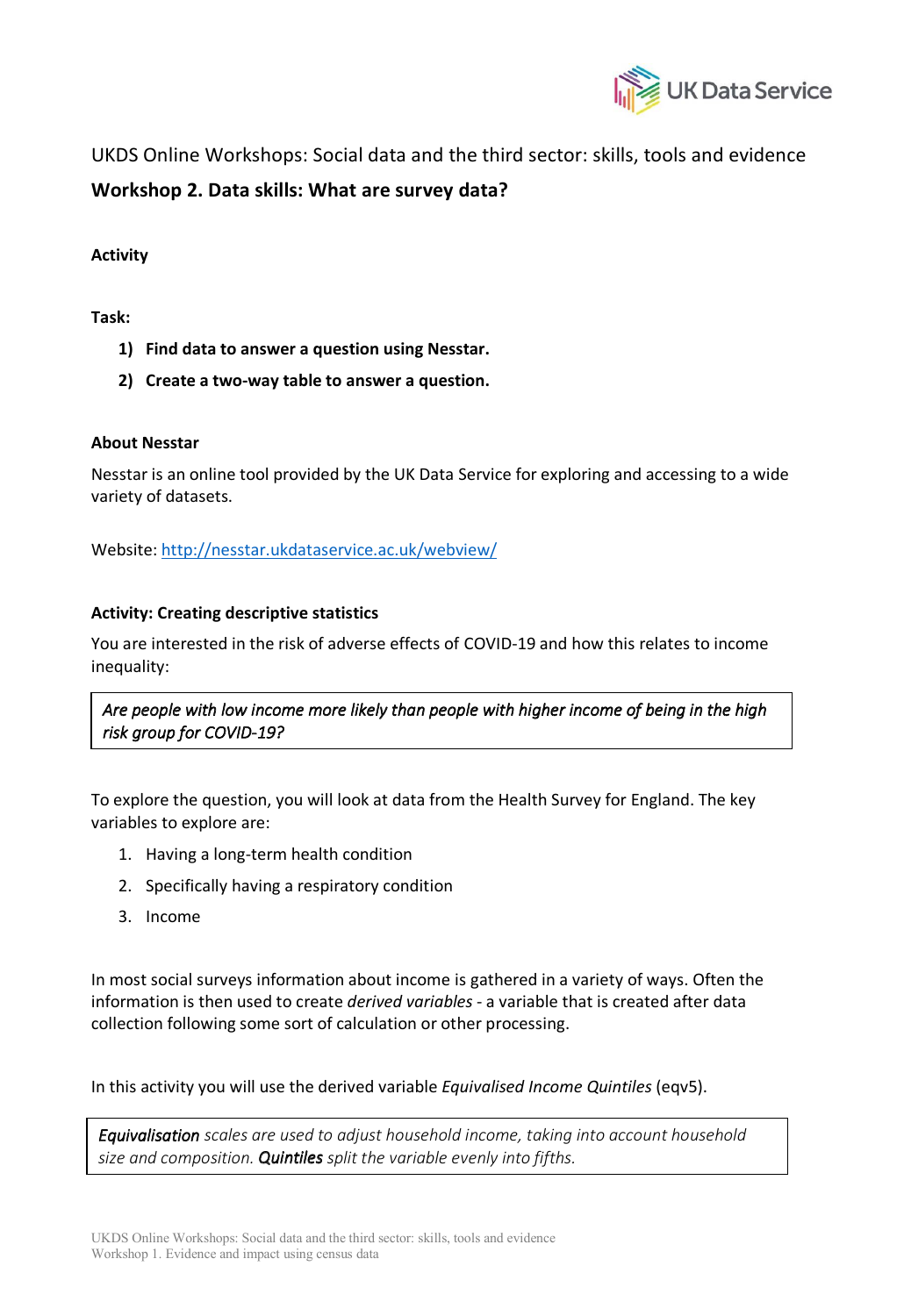UKDS Online Workshops: Social data and the third sector: skills, tools and evidence

## Workshop 2. Data skills: What are survey data?

**Activity**

**Task:**

1) **Find data to answer a question using Nesstar.**
2) **Create a two-way table to answer a question.**

**About Nesstar**

Nesstar is an online tool provided by the UK Data Service for exploring and accessing to a wide variety of datasets.

Website: [http://nesstar.ukdataservice.ac.uk/webview/](http://nesstar.ukdataservice.ac.uk/webview/)

**Activity: Creating descriptive statistics**

You are interested in the risk of adverse effects of COVID-19 and how this relates to income inequality:

> *Are people with low income more likely than people with higher income of being in the high risk group for COVID-19?*

To explore the question, you will look at data from the Health Survey for England. The key variables to explore are:

1. Having a long-term health condition
2. Specifically having a respiratory condition
3. Income

In most social surveys information about income is gathered in a variety of ways. Often the information is then used to create *derived variables* - a variable that is created after data collection following some sort of calculation or other processing.

In this activity you will use the derived variable *Equivalised Income Quintiles* (eqv5).

> ***Equivalisation*** *scales are used to adjust household income, taking into account household size and composition.* ***Quintiles*** *split the variable evenly into fifths.*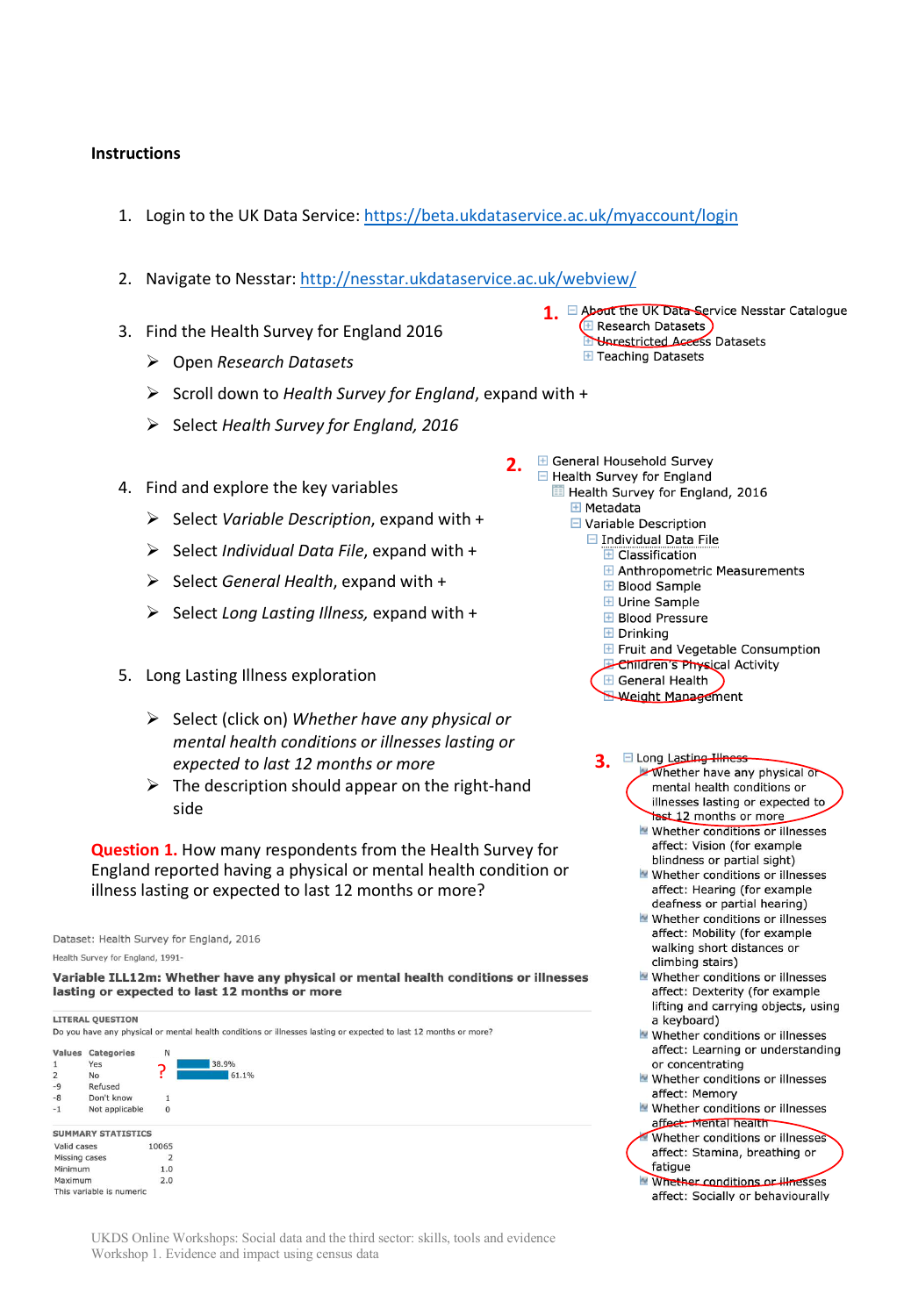**Instructions**

1. Login to the UK Data Service: https://beta.ukdataservice.ac.uk/myaccount/login

2. Navigate to Nesstar: http://nesstar.ukdataservice.ac.uk/webview/

3. Find the Health Survey for England 2016
   - Open *Research Datasets*
   - Scroll down to *Health Survey for England*, expand with +
   - Select *Health Survey for England, 2016*

**1.**

- About the UK Data Service Nesstar Catalogue
  - Research Datasets
  - Unrestricted Access Datasets
  - Teaching Datasets

4. Find and explore the key variables
   - Select *Variable Description*, expand with +
   - Select *Individual Data File*, expand with +
   - Select *General Health*, expand with +
   - Select *Long Lasting Illness,* expand with +

**2.**

- General Household Survey
- Health Survey for England
  - Health Survey for England, 2016
    - Metadata
    - Variable Description
      - Individual Data File
        - Classification
        - Anthropometric Measurements
        - Blood Sample
        - Urine Sample
        - Blood Pressure
        - Drinking
        - Fruit and Vegetable Consumption
        - Children's Physical Activity
        - General Health
        - Weight Management

5. Long Lasting Illness exploration
   - Select (click on) *Whether have any physical or mental health conditions or illnesses lasting or expected to last 12 months or more*
   - The description should appear on the right-hand side

**3.**

- Long Lasting Illness
  - Whether have any physical or mental health conditions or illnesses lasting or expected to last 12 months or more
  - Whether conditions or illnesses affect: Vision (for example blindness or partial sight)
  - Whether conditions or illnesses affect: Hearing (for example deafness or partial hearing)
  - Whether conditions or illnesses affect: Mobility (for example walking short distances or climbing stairs)
  - Whether conditions or illnesses affect: Dexterity (for example lifting and carrying objects, using a keyboard)
  - Whether conditions or illnesses affect: Learning or understanding or concentrating
  - Whether conditions or illnesses affect: Memory
  - Whether conditions or illnesses affect: Mental health
  - Whether conditions or illnesses affect: Stamina, breathing or fatigue
  - Whether conditions or illnesses affect: Socially or behaviourally

**Question 1.** How many respondents from the Health Survey for England reported having a physical or mental health condition or illness lasting or expected to last 12 months or more?

Dataset: Health Survey for England, 2016

Health Survey for England, 1991-

**Variable ILL12m: Whether have any physical or mental health conditions or illnesses lasting or expected to last 12 months or more**

LITERAL QUESTION

Do you have any physical or mental health conditions or illnesses lasting or expected to last 12 months or more?

| Values | Categories | N | |
|---|---|---|---|
| 1 | Yes | ? | 38.9% |
| 2 | No | | 61.1% |
| -9 | Refused | | |
| -8 | Don't know | 1 | |
| -1 | Not applicable | 0 | |

SUMMARY STATISTICS

| | |
|---|---|
| Valid cases | 10065 |
| Missing cases | 2 |
| Minimum | 1.0 |
| Maximum | 2.0 |

This variable is numeric

UKDS Online Workshops: Social data and the third sector: skills, tools and evidence
Workshop 1. Evidence and impact using census data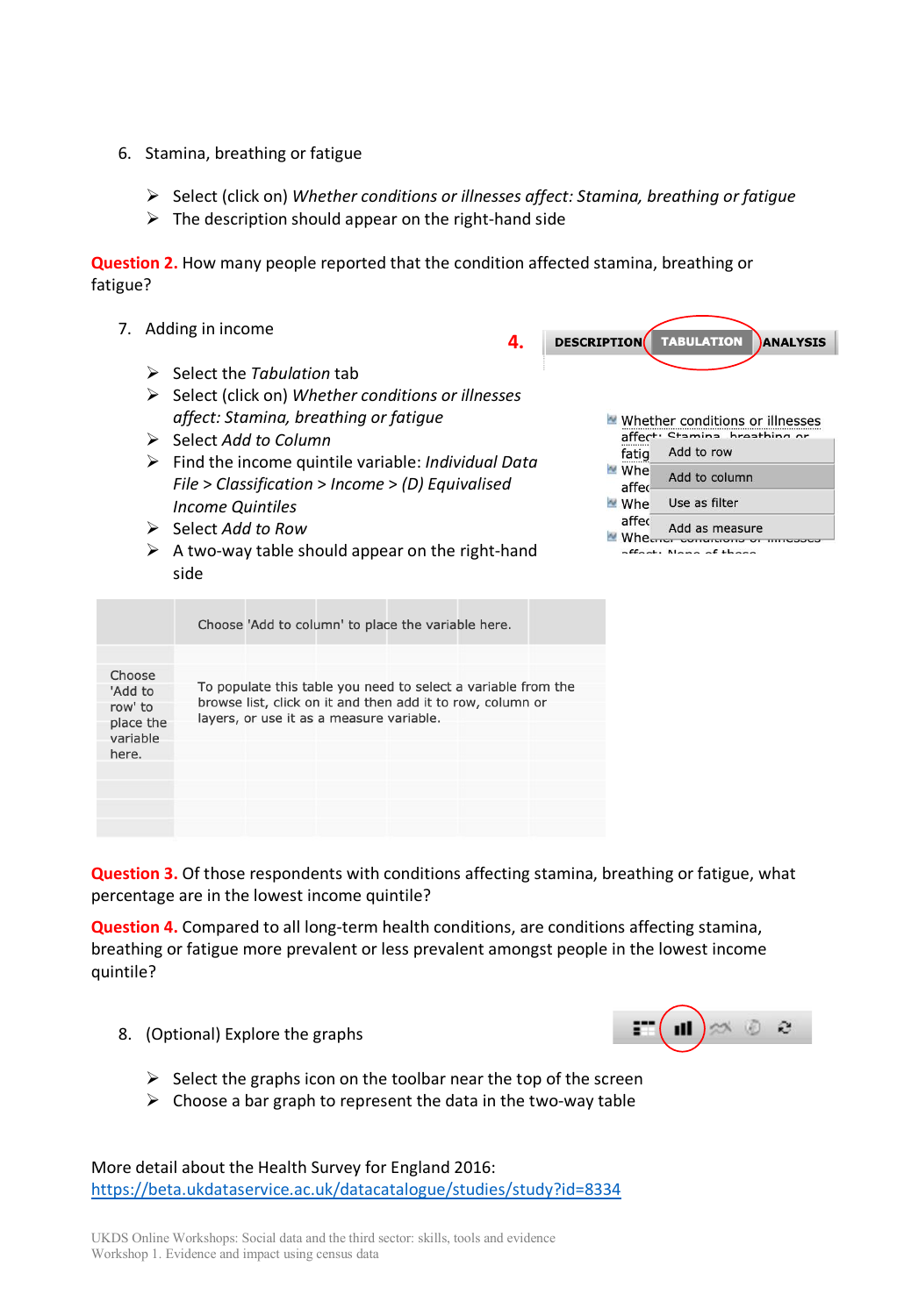6. Stamina, breathing or fatigue

   - Select (click on) *Whether conditions or illnesses affect: Stamina, breathing or fatigue*
   - The description should appear on the right-hand side

**Question 2.** How many people reported that the condition affected stamina, breathing or fatigue?

7. Adding in income

   - Select the *Tabulation* tab
   - Select (click on) *Whether conditions or illnesses affect: Stamina, breathing or fatigue*
   - Select *Add to Column*
   - Find the income quintile variable: *Individual Data File > Classification > Income > (D) Equivalised Income Quintiles*
   - Select *Add to Row*
   - A two-way table should appear on the right-hand side

4.

DESCRIPTION TABULATION ANALYSIS

Whether conditions or illnesses affect: Stamina, breathing or fatig

Add to row

Add to column

Use as filter

Add as measure

Choose 'Add to column' to place the variable here.

Choose 'Add to row' to place the variable here.

To populate this table you need to select a variable from the browse list, click on it and then add it to row, column or layers, or use it as a measure variable.

**Question 3.** Of those respondents with conditions affecting stamina, breathing or fatigue, what percentage are in the lowest income quintile?

**Question 4.** Compared to all long-term health conditions, are conditions affecting stamina, breathing or fatigue more prevalent or less prevalent amongst people in the lowest income quintile?

8. (Optional) Explore the graphs

   - Select the graphs icon on the toolbar near the top of the screen
   - Choose a bar graph to represent the data in the two-way table

More detail about the Health Survey for England 2016:
https://beta.ukdataservice.ac.uk/datacatalogue/studies/study?id=8334